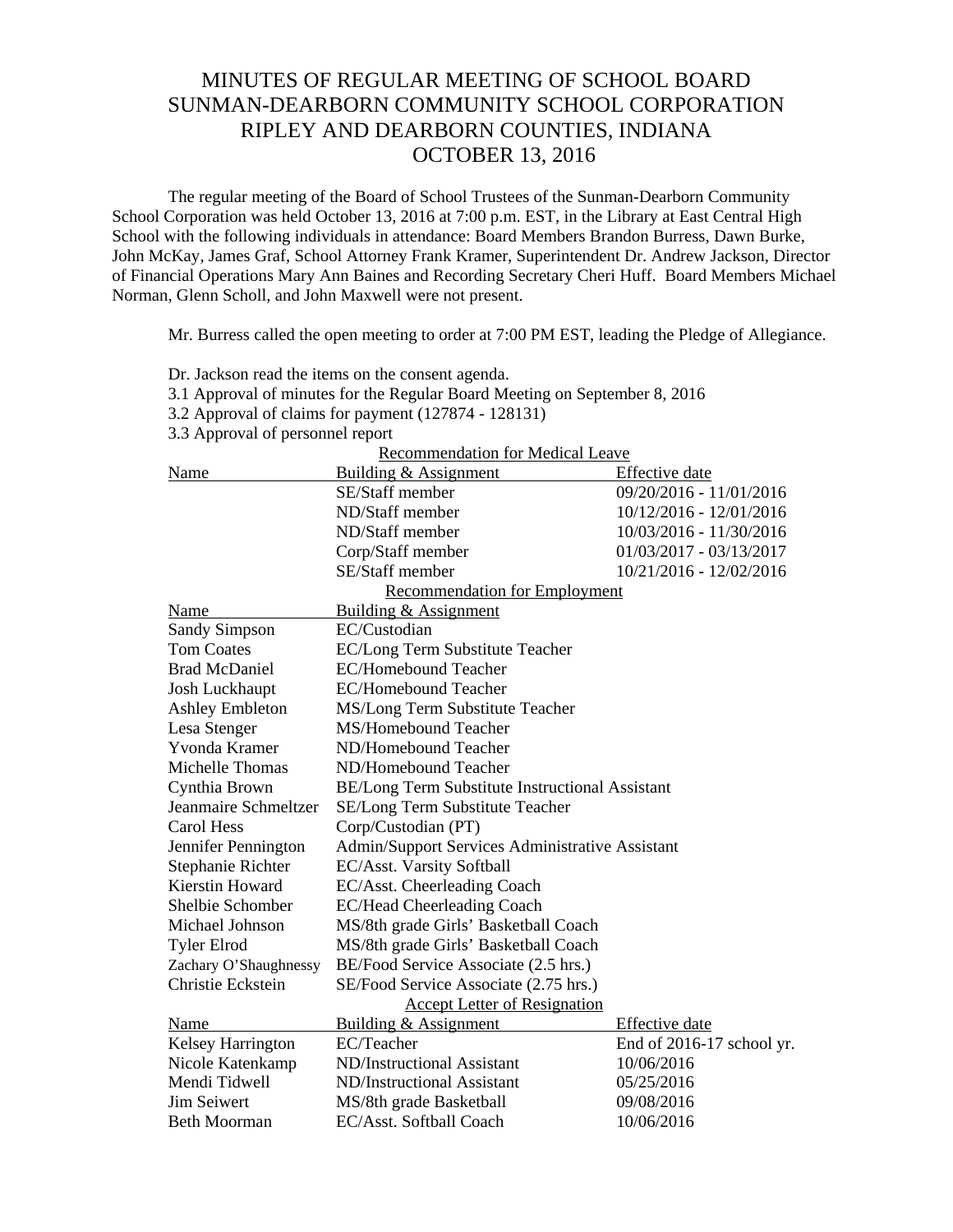# MINUTES OF REGULAR MEETING OF SCHOOL BOARD
# SUNMAN-DEARBORN COMMUNITY SCHOOL CORPORATION
# RIPLEY AND DEARBORN COUNTIES, INDIANA
# OCTOBER 13, 2016

The regular meeting of the Board of School Trustees of the Sunman-Dearborn Community School Corporation was held October 13, 2016 at 7:00 p.m. EST, in the Library at East Central High School with the following individuals in attendance: Board Members Brandon Burress, Dawn Burke, John McKay, James Graf, School Attorney Frank Kramer, Superintendent Dr. Andrew Jackson, Director of Financial Operations Mary Ann Baines and Recording Secretary Cheri Huff. Board Members Michael Norman, Glenn Scholl, and John Maxwell were not present.

Mr. Burress called the open meeting to order at 7:00 PM EST, leading the Pledge of Allegiance.

Dr. Jackson read the items on the consent agenda.

3.1 Approval of minutes for the Regular Board Meeting on September 8, 2016
3.2 Approval of claims for payment (127874 - 128131)
3.3 Approval of personnel report

Recommendation for Medical Leave

| Name | Building & Assignment | Effective date |
|---|---|---|
| | SE/Staff member | 09/20/2016 - 11/01/2016 |
| | ND/Staff member | 10/12/2016 - 12/01/2016 |
| | ND/Staff member | 10/03/2016 - 11/30/2016 |
| | Corp/Staff member | 01/03/2017 - 03/13/2017 |
| | SE/Staff member | 10/21/2016 - 12/02/2016 |

Recommendation for Employment

| Name | Building & Assignment |
|---|---|
| Sandy Simpson | EC/Custodian |
| Tom Coates | EC/Long Term Substitute Teacher |
| Brad McDaniel | EC/Homebound Teacher |
| Josh Luckhaupt | EC/Homebound Teacher |
| Ashley Embleton | MS/Long Term Substitute Teacher |
| Lesa Stenger | MS/Homebound Teacher |
| Yvonda Kramer | ND/Homebound Teacher |
| Michelle Thomas | ND/Homebound Teacher |
| Cynthia Brown | BE/Long Term Substitute Instructional Assistant |
| Jeanmaire Schmeltzer | SE/Long Term Substitute Teacher |
| Carol Hess | Corp/Custodian (PT) |
| Jennifer Pennington | Admin/Support Services Administrative Assistant |
| Stephanie Richter | EC/Asst. Varsity Softball |
| Kierstin Howard | EC/Asst. Cheerleading Coach |
| Shelbie Schomber | EC/Head Cheerleading Coach |
| Michael Johnson | MS/8th grade Girls' Basketball Coach |
| Tyler Elrod | MS/8th grade Girls' Basketball Coach |
| Zachary O'Shaughnessy | BE/Food Service Associate (2.5 hrs.) |
| Christie Eckstein | SE/Food Service Associate (2.75 hrs.) |

Accept Letter of Resignation

| Name | Building & Assignment | Effective date |
|---|---|---|
| Kelsey Harrington | EC/Teacher | End of 2016-17 school yr. |
| Nicole Katenkamp | ND/Instructional Assistant | 10/06/2016 |
| Mendi Tidwell | ND/Instructional Assistant | 05/25/2016 |
| Jim Seiwert | MS/8th grade Basketball | 09/08/2016 |
| Beth Moorman | EC/Asst. Softball Coach | 10/06/2016 |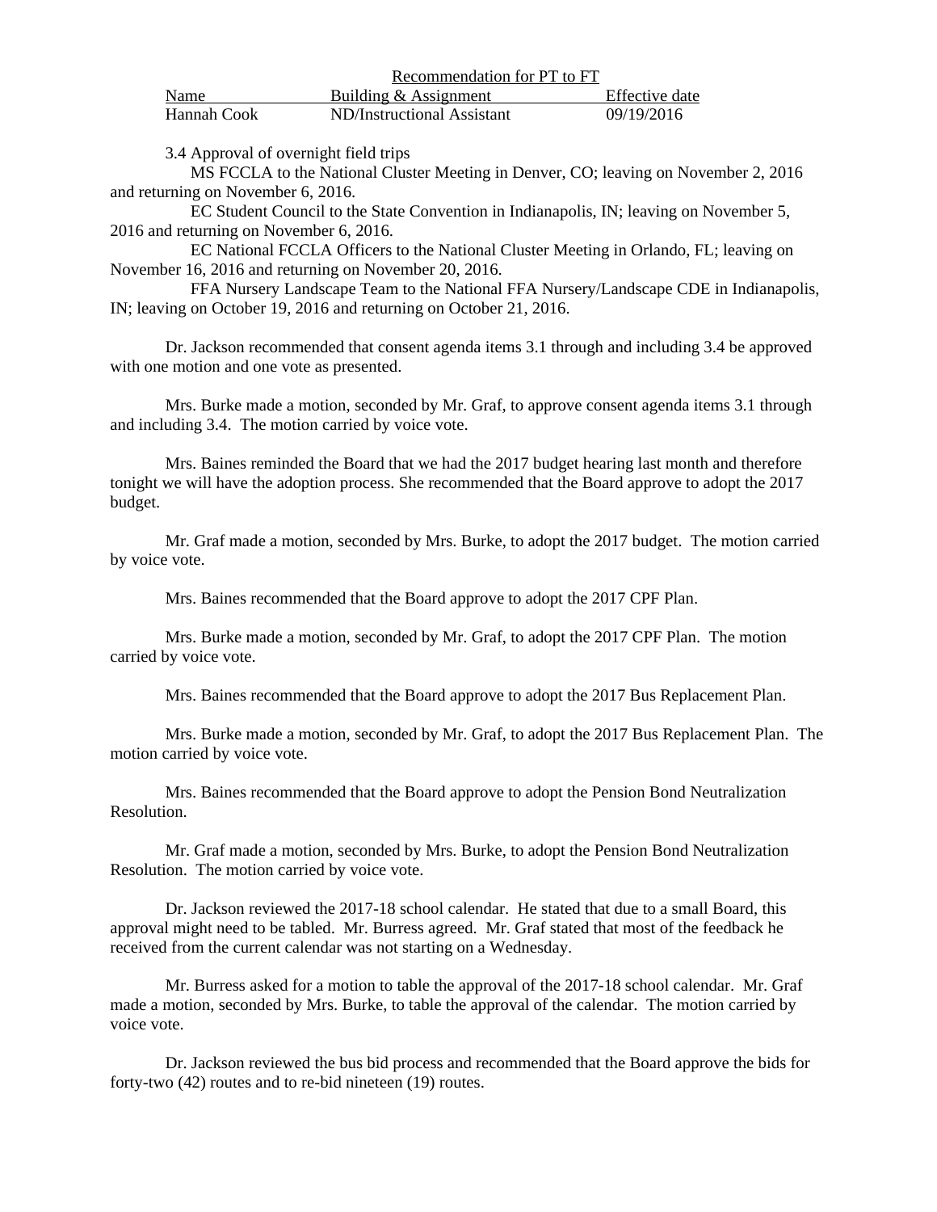Recommendation for PT to FT

| Name | Building & Assignment | Effective date |
| --- | --- | --- |
| Hannah Cook | ND/Instructional Assistant | 09/19/2016 |

3.4 Approval of overnight field trips

MS FCCLA to the National Cluster Meeting in Denver, CO; leaving on November 2, 2016 and returning on November 6, 2016.

EC Student Council to the State Convention in Indianapolis, IN; leaving on November 5, 2016 and returning on November 6, 2016.

EC National FCCLA Officers to the National Cluster Meeting in Orlando, FL; leaving on November 16, 2016 and returning on November 20, 2016.

FFA Nursery Landscape Team to the National FFA Nursery/Landscape CDE in Indianapolis, IN; leaving on October 19, 2016 and returning on October 21, 2016.

Dr. Jackson recommended that consent agenda items 3.1 through and including 3.4 be approved with one motion and one vote as presented.

Mrs. Burke made a motion, seconded by Mr. Graf, to approve consent agenda items 3.1 through and including 3.4. The motion carried by voice vote.

Mrs. Baines reminded the Board that we had the 2017 budget hearing last month and therefore tonight we will have the adoption process. She recommended that the Board approve to adopt the 2017 budget.

Mr. Graf made a motion, seconded by Mrs. Burke, to adopt the 2017 budget. The motion carried by voice vote.

Mrs. Baines recommended that the Board approve to adopt the 2017 CPF Plan.

Mrs. Burke made a motion, seconded by Mr. Graf, to adopt the 2017 CPF Plan. The motion carried by voice vote.

Mrs. Baines recommended that the Board approve to adopt the 2017 Bus Replacement Plan.

Mrs. Burke made a motion, seconded by Mr. Graf, to adopt the 2017 Bus Replacement Plan. The motion carried by voice vote.

Mrs. Baines recommended that the Board approve to adopt the Pension Bond Neutralization Resolution.

Mr. Graf made a motion, seconded by Mrs. Burke, to adopt the Pension Bond Neutralization Resolution. The motion carried by voice vote.

Dr. Jackson reviewed the 2017-18 school calendar. He stated that due to a small Board, this approval might need to be tabled. Mr. Burress agreed. Mr. Graf stated that most of the feedback he received from the current calendar was not starting on a Wednesday.

Mr. Burress asked for a motion to table the approval of the 2017-18 school calendar. Mr. Graf made a motion, seconded by Mrs. Burke, to table the approval of the calendar. The motion carried by voice vote.

Dr. Jackson reviewed the bus bid process and recommended that the Board approve the bids for forty-two (42) routes and to re-bid nineteen (19) routes.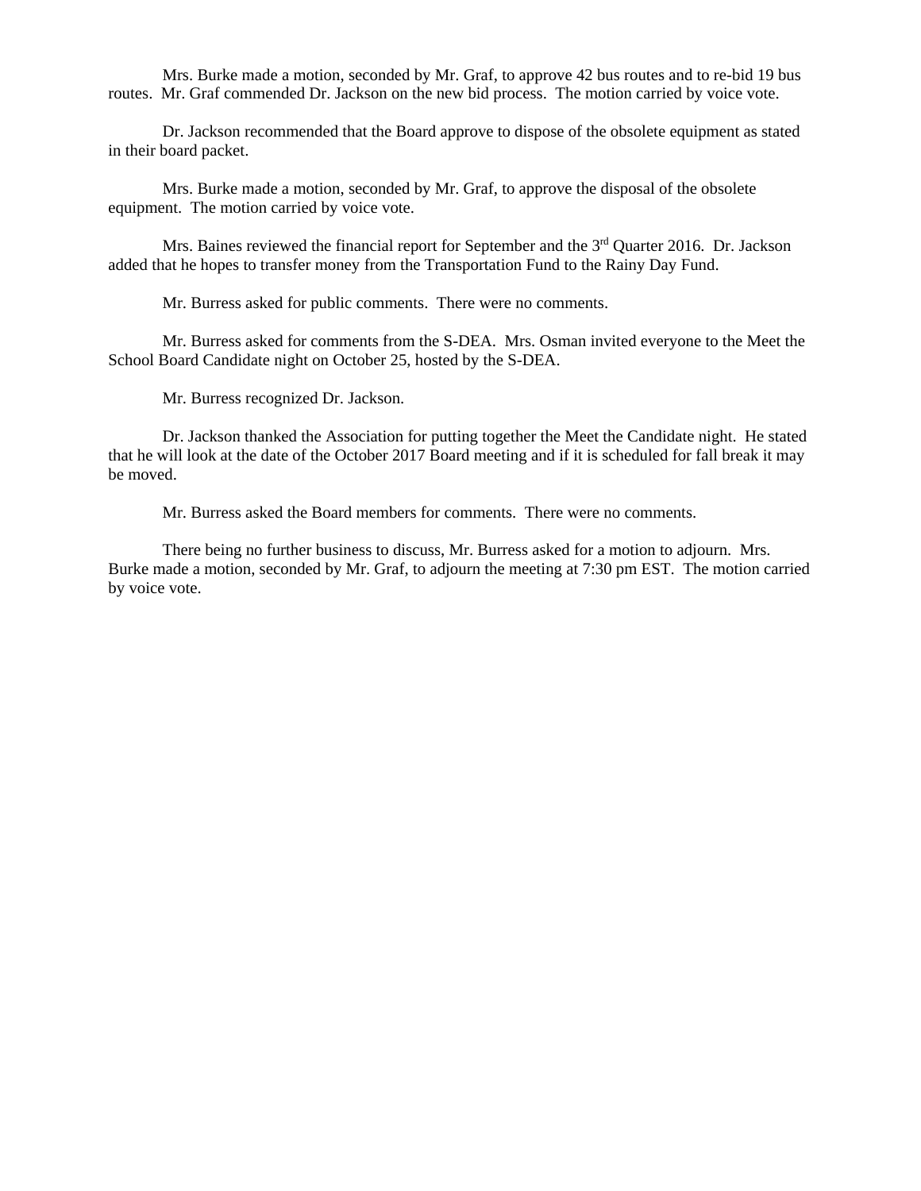Mrs. Burke made a motion, seconded by Mr. Graf, to approve 42 bus routes and to re-bid 19 bus routes. Mr. Graf commended Dr. Jackson on the new bid process. The motion carried by voice vote.

Dr. Jackson recommended that the Board approve to dispose of the obsolete equipment as stated in their board packet.

Mrs. Burke made a motion, seconded by Mr. Graf, to approve the disposal of the obsolete equipment. The motion carried by voice vote.

Mrs. Baines reviewed the financial report for September and the 3rd Quarter 2016. Dr. Jackson added that he hopes to transfer money from the Transportation Fund to the Rainy Day Fund.

Mr. Burress asked for public comments. There were no comments.

Mr. Burress asked for comments from the S-DEA. Mrs. Osman invited everyone to the Meet the School Board Candidate night on October 25, hosted by the S-DEA.

Mr. Burress recognized Dr. Jackson.

Dr. Jackson thanked the Association for putting together the Meet the Candidate night. He stated that he will look at the date of the October 2017 Board meeting and if it is scheduled for fall break it may be moved.

Mr. Burress asked the Board members for comments. There were no comments.

There being no further business to discuss, Mr. Burress asked for a motion to adjourn. Mrs. Burke made a motion, seconded by Mr. Graf, to adjourn the meeting at 7:30 pm EST. The motion carried by voice vote.